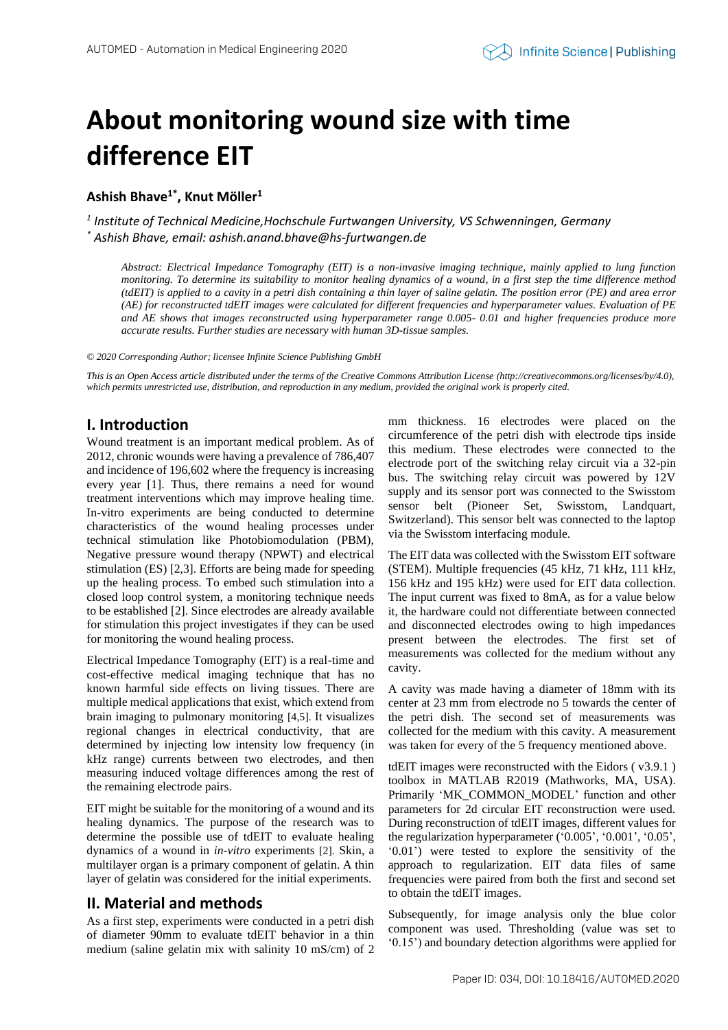# About monitoring wound size with time difference EIT

**Ashish Bhave[1*], Knut Möller[1]**

[1] *Institute of Technical Medicine,Hochschule Furtwangen University, VS Schwenningen, Germany*
[*] *Ashish Bhave, email: ashish.anand.bhave@hs-furtwangen.de*

*Abstract: Electrical Impedance Tomography (EIT) is a non-invasive imaging technique, mainly applied to lung function monitoring. To determine its suitability to monitor healing dynamics of a wound, in a first step the time difference method (tdEIT) is applied to a cavity in a petri dish containing a thin layer of saline gelatin. The position error (PE) and area error (AE) for reconstructed tdEIT images were calculated for different frequencies and hyperparameter values. Evaluation of PE and AE shows that images reconstructed using hyperparameter range 0.005- 0.01 and higher frequencies produce more accurate results. Further studies are necessary with human 3D-tissue samples.*

*© 2020 Corresponding Author; licensee Infinite Science Publishing GmbH*

*This is an Open Access article distributed under the terms of the Creative Commons Attribution License (http://creativecommons.org/licenses/by/4.0), which permits unrestricted use, distribution, and reproduction in any medium, provided the original work is properly cited.*

## I. Introduction

Wound treatment is an important medical problem. As of 2012, chronic wounds were having a prevalence of 786,407 and incidence of 196,602 where the frequency is increasing every year [1]. Thus, there remains a need for wound treatment interventions which may improve healing time. In-vitro experiments are being conducted to determine characteristics of the wound healing processes under technical stimulation like Photobiomodulation (PBM), Negative pressure wound therapy (NPWT) and electrical stimulation (ES) [2,3]. Efforts are being made for speeding up the healing process. To embed such stimulation into a closed loop control system, a monitoring technique needs to be established [2]. Since electrodes are already available for stimulation this project investigates if they can be used for monitoring the wound healing process.

Electrical Impedance Tomography (EIT) is a real-time and cost-effective medical imaging technique that has no known harmful side effects on living tissues. There are multiple medical applications that exist, which extend from brain imaging to pulmonary monitoring [4,5]. It visualizes regional changes in electrical conductivity, that are determined by injecting low intensity low frequency (in kHz range) currents between two electrodes, and then measuring induced voltage differences among the rest of the remaining electrode pairs.

EIT might be suitable for the monitoring of a wound and its healing dynamics. The purpose of the research was to determine the possible use of tdEIT to evaluate healing dynamics of a wound in *in-vitro* experiments [2]. Skin, a multilayer organ is a primary component of gelatin. A thin layer of gelatin was considered for the initial experiments.

## II. Material and methods

As a first step, experiments were conducted in a petri dish of diameter 90mm to evaluate tdEIT behavior in a thin medium (saline gelatin mix with salinity 10 mS/cm) of 2 mm thickness. 16 electrodes were placed on the circumference of the petri dish with electrode tips inside this medium. These electrodes were connected to the electrode port of the switching relay circuit via a 32-pin bus. The switching relay circuit was powered by 12V supply and its sensor port was connected to the Swisstom sensor belt (Pioneer Set, Swisstom, Landquart, Switzerland). This sensor belt was connected to the laptop via the Swisstom interfacing module.

The EIT data was collected with the Swisstom EIT software (STEM). Multiple frequencies (45 kHz, 71 kHz, 111 kHz, 156 kHz and 195 kHz) were used for EIT data collection. The input current was fixed to 8mA, as for a value below it, the hardware could not differentiate between connected and disconnected electrodes owing to high impedances present between the electrodes. The first set of measurements was collected for the medium without any cavity.

A cavity was made having a diameter of 18mm with its center at 23 mm from electrode no 5 towards the center of the petri dish. The second set of measurements was collected for the medium with this cavity. A measurement was taken for every of the 5 frequency mentioned above.

tdEIT images were reconstructed with the Eidors ( v3.9.1 ) toolbox in MATLAB R2019 (Mathworks, MA, USA). Primarily 'MK_COMMON_MODEL' function and other parameters for 2d circular EIT reconstruction were used. During reconstruction of tdEIT images, different values for the regularization hyperparameter ('0.005', '0.001', '0.05', '0.01') were tested to explore the sensitivity of the approach to regularization. EIT data files of same frequencies were paired from both the first and second set to obtain the tdEIT images.

Subsequently, for image analysis only the blue color component was used. Thresholding (value was set to '0.15') and boundary detection algorithms were applied for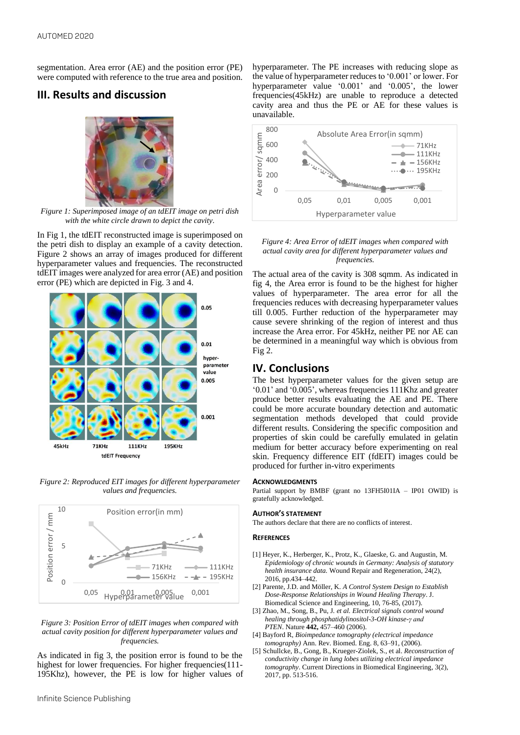segmentation. Area error (AE) and the position error (PE) were computed with reference to the true area and position.

## III. Results and discussion

*Figure 1: Superimposed image of an tdEIT image on petri dish with the white circle drawn to depict the cavity.*

In Fig 1, the tdEIT reconstructed image is superimposed on the petri dish to display an example of a cavity detection. Figure 2 shows an array of images produced for different hyperparameter values and frequencies. The reconstructed tdEIT images were analyzed for area error (AE) and position error (PE) which are depicted in Fig. 3 and 4.

0.05

0.01

hyper-
parameter
value

0.005

0.001

45kHz 71KHz 111KHz 195KHz

tdEIT Frequency

*Figure 2: Reproduced EIT images for different hyperparameter values and frequencies.*

Position error(in mm)

Position error / mm

10

5

0

0,05 0,01 0,005 0,001

Hyperparameter value

71KHz 111KHz 156KHz 195KHz

*Figure 3: Position Error of tdEIT images when compared with actual cavity position for different hyperparameter values and frequencies.*

As indicated in fig 3, the position error is found to be the highest for lower frequencies. For higher frequencies(111-195Khz), however, the PE is low for higher values of hyperparameter. The PE increases with reducing slope as the value of hyperparameter reduces to '0.001' or lower. For hyperparameter value '0.001' and '0.005', the lower frequencies(45kHz) are unable to reproduce a detected cavity area and thus the PE or AE for these values is unavailable.

Absolute Area Error(in sqmm)

Area error/ sqmm

800

600

400

200

0

0,05 0,01 0,005 0,001

Hyperparameter value

71KHz 111KHz 156KHz 195KHz

*Figure 4: Area Error of tdEIT images when compared with actual cavity area for different hyperparameter values and frequencies.*

The actual area of the cavity is 308 sqmm. As indicated in fig 4, the Area error is found to be the highest for higher values of hyperparameter. The area error for all the frequencies reduces with decreasing hyperparameter values till 0.005. Further reduction of the hyperparameter may cause severe shrinking of the region of interest and thus increase the Area error. For 45kHz, neither PE nor AE can be determined in a meaningful way which is obvious from Fig 2.

## IV. Conclusions

The best hyperparameter values for the given setup are '0.01' and '0.005', whereas frequencies 111Khz and greater produce better results evaluating the AE and PE. There could be more accurate boundary detection and automatic segmentation methods developed that could provide different results. Considering the specific composition and properties of skin could be carefully emulated in gelatin medium for better accuracy before experimenting on real skin. Frequency difference EIT (fdEIT) images could be produced for further in-vitro experiments

#### Acknowledgments

Partial support by BMBF (grant no 13FH5I01IA – IP01 OWID) is gratefully acknowledged.

#### Author's statement

The authors declare that there are no conflicts of interest.

#### References

[1] Heyer, K., Herberger, K., Protz, K., Glaeske, G. and Augustin, M. *Epidemiology of chronic wounds in Germany: Analysis of statutory health insurance data.* Wound Repair and Regeneration, 24(2), 2016, pp.434–442.

[2] Parente, J.D. and Möller, K. *A Control System Design to Establish Dose-Response Relationships in Wound Healing Therapy*. J. Biomedical Science and Engineering, 10, 76-85, (2017).

[3] Zhao, M., Song, B., Pu, J. *et al. Electrical signals control wound healing through phosphatidylinositol-3-OH kinase-γ and PTEN*. Nature **442,** 457–460 (2006).

[4] Bayford R, *Bioimpedance tomography (electrical impedance tomography)* Ann. Rev. Biomed. Eng. 8, 63–91, (2006).

[5] Schullcke, B., Gong, B., Krueger-Ziolek, S., et al. *Reconstruction of conductivity change in lung lobes utilizing electrical impedance tomography*. Current Directions in Biomedical Engineering, 3(2), 2017, pp. 513-516.